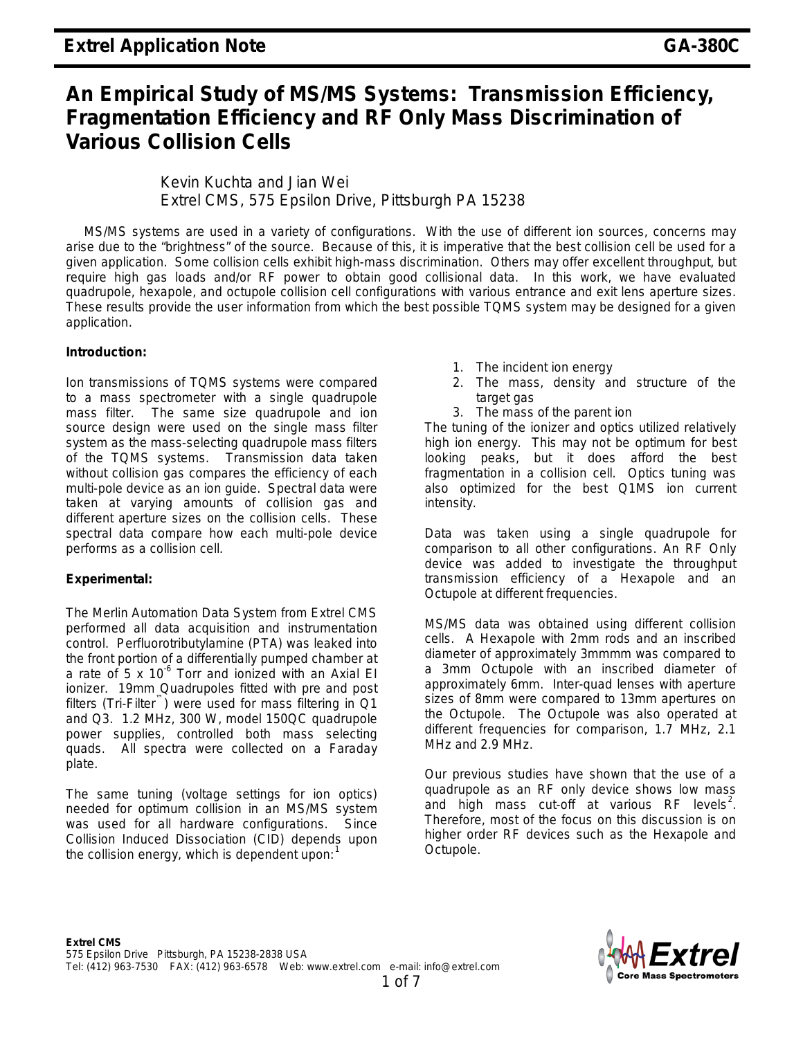# An Empirical Study of MS/MS Systems: Transmission Efficiency, Fragmentation Efficiency and RF Only Mass Discrimination of Various Collision Cells

Kevin Kuchta and Jian Wei
Extrel CMS, 575 Epsilon Drive, Pittsburgh PA 15238

MS/MS systems are used in a variety of configurations. With the use of different ion sources, concerns may arise due to the "brightness" of the source. Because of this, it is imperative that the best collision cell be used for a given application. Some collision cells exhibit high-mass discrimination. Others may offer excellent throughput, but require high gas loads and/or RF power to obtain good collisional data. In this work, we have evaluated quadrupole, hexapole, and octupole collision cell configurations with various entrance and exit lens aperture sizes. These results provide the user information from which the best possible TQMS system may be designed for a given application.

**Introduction:**

Ion transmissions of TQMS systems were compared to a mass spectrometer with a single quadrupole mass filter. The same size quadrupole and ion source design were used on the single mass filter system as the mass-selecting quadrupole mass filters of the TQMS systems. Transmission data taken without collision gas compares the efficiency of each multi-pole device as an ion guide. Spectral data were taken at varying amounts of collision gas and different aperture sizes on the collision cells. These spectral data compare how each multi-pole device performs as a collision cell.

**Experimental:**

The Merlin Automation Data System from Extrel CMS performed all data acquisition and instrumentation control. Perfluorotributylamine (PTA) was leaked into the front portion of a differentially pumped chamber at a rate of $5 \times 10^{-6}$ Torr and ionized with an Axial EI ionizer. 19mm Quadrupoles fitted with pre and post filters (Tri-Filter™) were used for mass filtering in Q1 and Q3. 1.2 MHz, 300 W, model 150QC quadrupole power supplies, controlled both mass selecting quads. All spectra were collected on a Faraday plate.

The same tuning (voltage settings for ion optics) needed for optimum collision in an MS/MS system was used for all hardware configurations. Since Collision Induced Dissociation (CID) depends upon the collision energy, which is dependent upon:[1]

1. The incident ion energy
2. The mass, density and structure of the target gas
3. The mass of the parent ion

The tuning of the ionizer and optics utilized relatively high ion energy. This may not be optimum for best looking peaks, but it does afford the best fragmentation in a collision cell. Optics tuning was also optimized for the best Q1MS ion current intensity.

Data was taken using a single quadrupole for comparison to all other configurations. An RF Only device was added to investigate the throughput transmission efficiency of a Hexapole and an Octupole at different frequencies.

MS/MS data was obtained using different collision cells. A Hexapole with 2mm rods and an inscribed diameter of approximately 3mmmm was compared to a 3mm Octupole with an inscribed diameter of approximately 6mm. Inter-quad lenses with aperture sizes of 8mm were compared to 13mm apertures on the Octupole. The Octupole was also operated at different frequencies for comparison, 1.7 MHz, 2.1 MHz and 2.9 MHz.

Our previous studies have shown that the use of a quadrupole as an RF only device shows low mass and high mass cut-off at various RF levels[2]. Therefore, most of the focus on this discussion is on higher order RF devices such as the Hexapole and Octupole.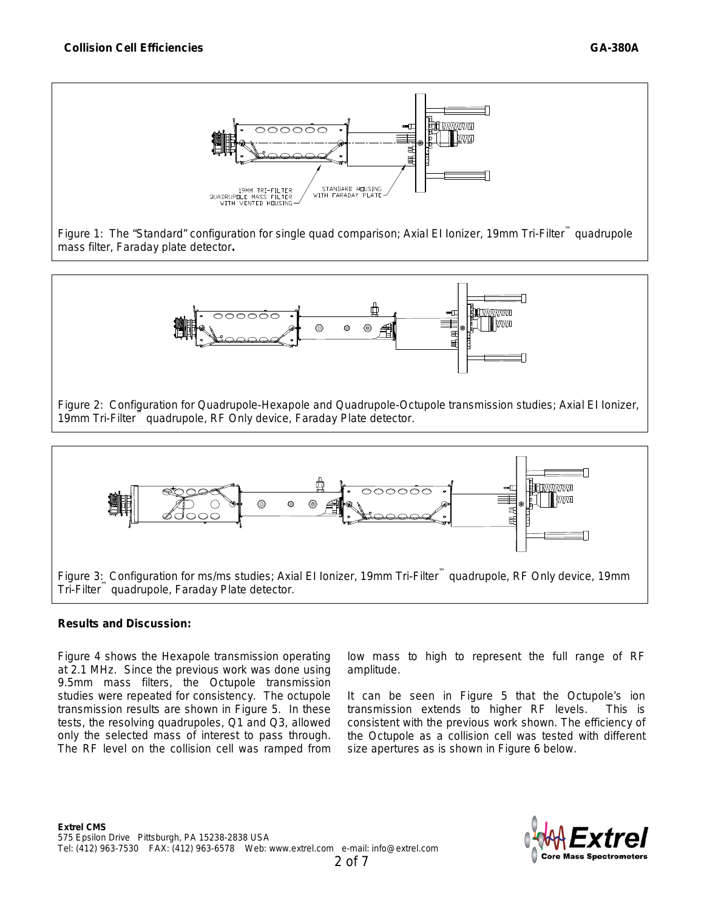Figure 1: The "Standard" configuration for single quad comparison; Axial EI Ionizer, 19mm Tri-Filter™ quadrupole mass filter, Faraday plate detector**.**

Figure 2: Configuration for Quadrupole-Hexapole and Quadrupole-Octupole transmission studies; Axial EI Ionizer, 19mm Tri-Filter™ quadrupole, RF Only device, Faraday Plate detector.

Figure 3: Configuration for ms/ms studies; Axial EI Ionizer, 19mm Tri-Filter™ quadrupole, RF Only device, 19mm Tri-Filter™ quadrupole, Faraday Plate detector.

**Results and Discussion:**

Figure 4 shows the Hexapole transmission operating at 2.1 MHz. Since the previous work was done using 9.5mm mass filters, the Octupole transmission studies were repeated for consistency. The octupole transmission results are shown in Figure 5. In these tests, the resolving quadrupoles, Q1 and Q3, allowed only the selected mass of interest to pass through. The RF level on the collision cell was ramped from low mass to high to represent the full range of RF amplitude.

It can be seen in Figure 5 that the Octupole's ion transmission extends to higher RF levels. This is consistent with the previous work shown. The efficiency of the Octupole as a collision cell was tested with different size apertures as is shown in Figure 6 below.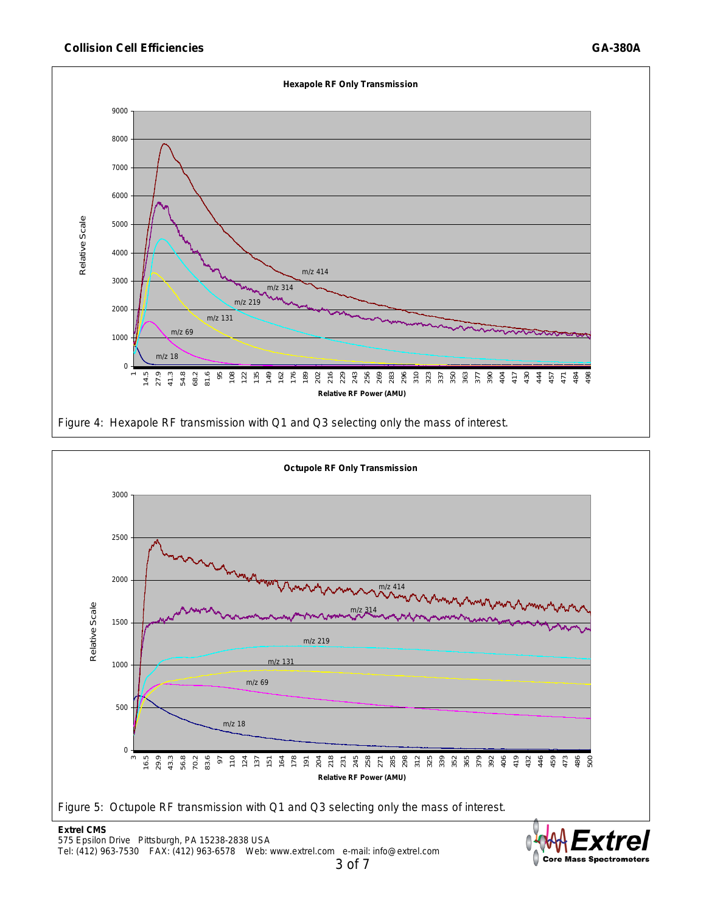**Hexapole RF Only Transmission**

Relative Scale

9000
8000
7000
6000
5000
4000
3000
2000
1000
0

m/z 414
m/z 314
m/z 219
m/z 131
m/z 69
m/z 18

1 14.5 27.9 41.3 54.8 68.2 81.6 95 108 122 135 149 162 176 189 202 216 229 243 256 269 283 296 310 323 337 350 363 377 390 404 417 430 444 457 471 484 498

Relative RF Power (AMU)

Figure 4: Hexapole RF transmission with Q1 and Q3 selecting only the mass of interest.

**Octupole RF Only Transmission**

Relative Scale

3000
2500
2000
1500
1000
500
0

m/z 414
m/z 314
m/z 219
m/z 131
m/z 69
m/z 18

3 16.5 29.9 43.3 56.8 70.2 83.6 97 110 124 137 151 164 178 191 204 218 231 245 258 271 285 298 312 325 339 352 365 379 392 406 419 432 446 459 473 486 500

Relative RF Power (AMU)

Figure 5: Octupole RF transmission with Q1 and Q3 selecting only the mass of interest.

**Extrel CMS**
575 Epsilon Drive Pittsburgh, PA 15238-2838 USA
Tel: (412) 963-7530 FAX: (412) 963-6578 Web: www.extrel.com e-mail: info@extrel.com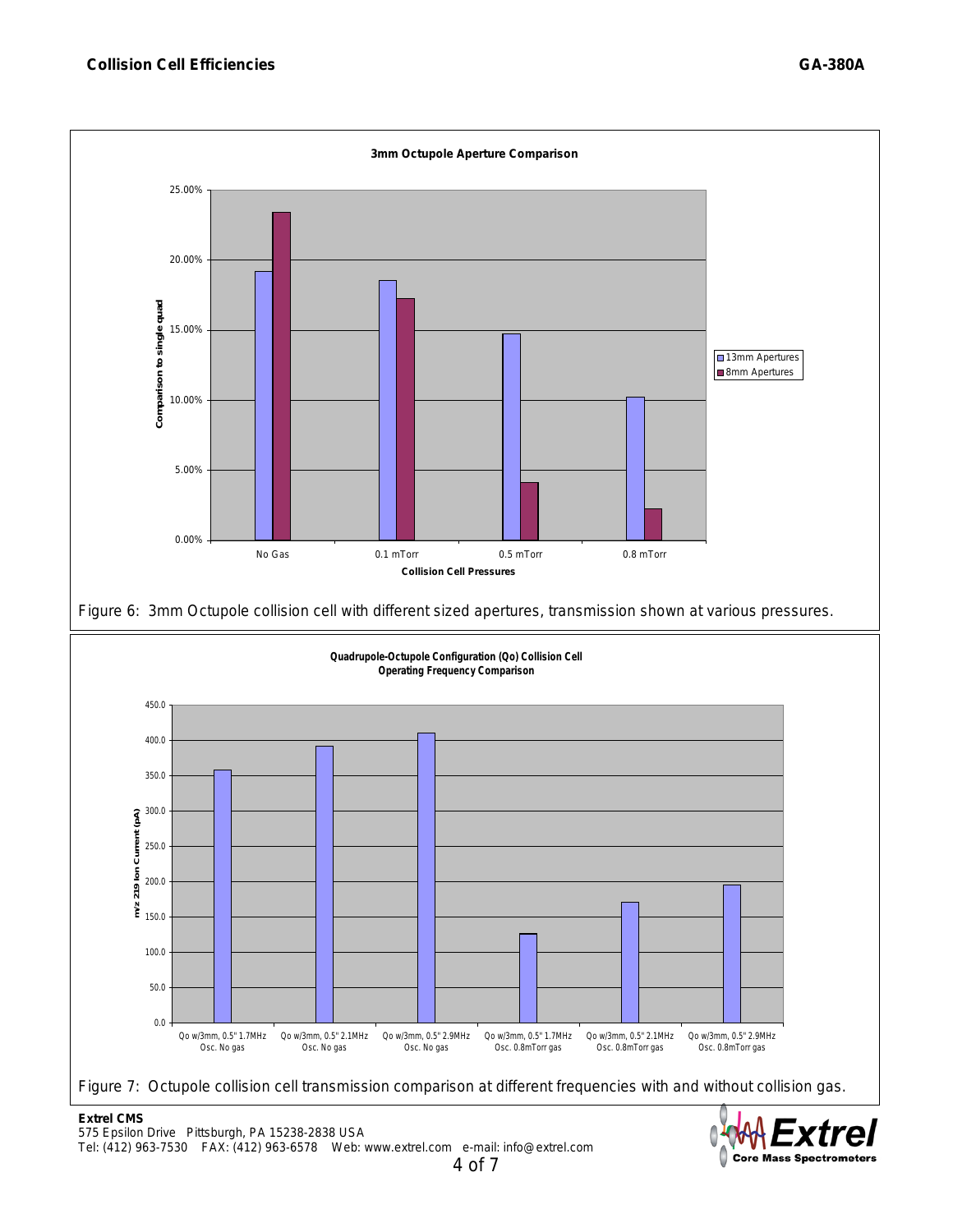3mm Octupole Aperture Comparison

25.00%
20.00%
15.00%
10.00%
5.00%
0.00%

Comparison to single quad

No Gas
0.1 mTorr
0.5 mTorr
0.8 mTorr

Collision Cell Pressures

13mm Apertures
8mm Apertures

Figure 6: 3mm Octupole collision cell with different sized apertures, transmission shown at various pressures.

Quadrupole-Octupole Configuration (Qo) Collision Cell
Operating Frequency Comparison

450.0
400.0
350.0
300.0
250.0
200.0
150.0
100.0
50.0
0.0

m/z 219 Ion Current (pA)

Qo w/3mm, 0.5" 1.7MHz Osc. No gas
Qo w/3mm, 0.5" 2.1MHz Osc. No gas
Qo w/3mm, 0.5" 2.9MHz Osc. No gas
Qo w/3mm, 0.5" 1.7MHz Osc. 0.8mTorr gas
Qo w/3mm, 0.5" 2.1MHz Osc. 0.8mTorr gas
Qo w/3mm, 0.5" 2.9MHz Osc. 0.8mTorr gas

Figure 7: Octupole collision cell transmission comparison at different frequencies with and without collision gas.

**Extrel CMS**
575 Epsilon Drive Pittsburgh, PA 15238-2838 USA
Tel: (412) 963-7530 FAX: (412) 963-6578 Web: www.extrel.com e-mail: info@extrel.com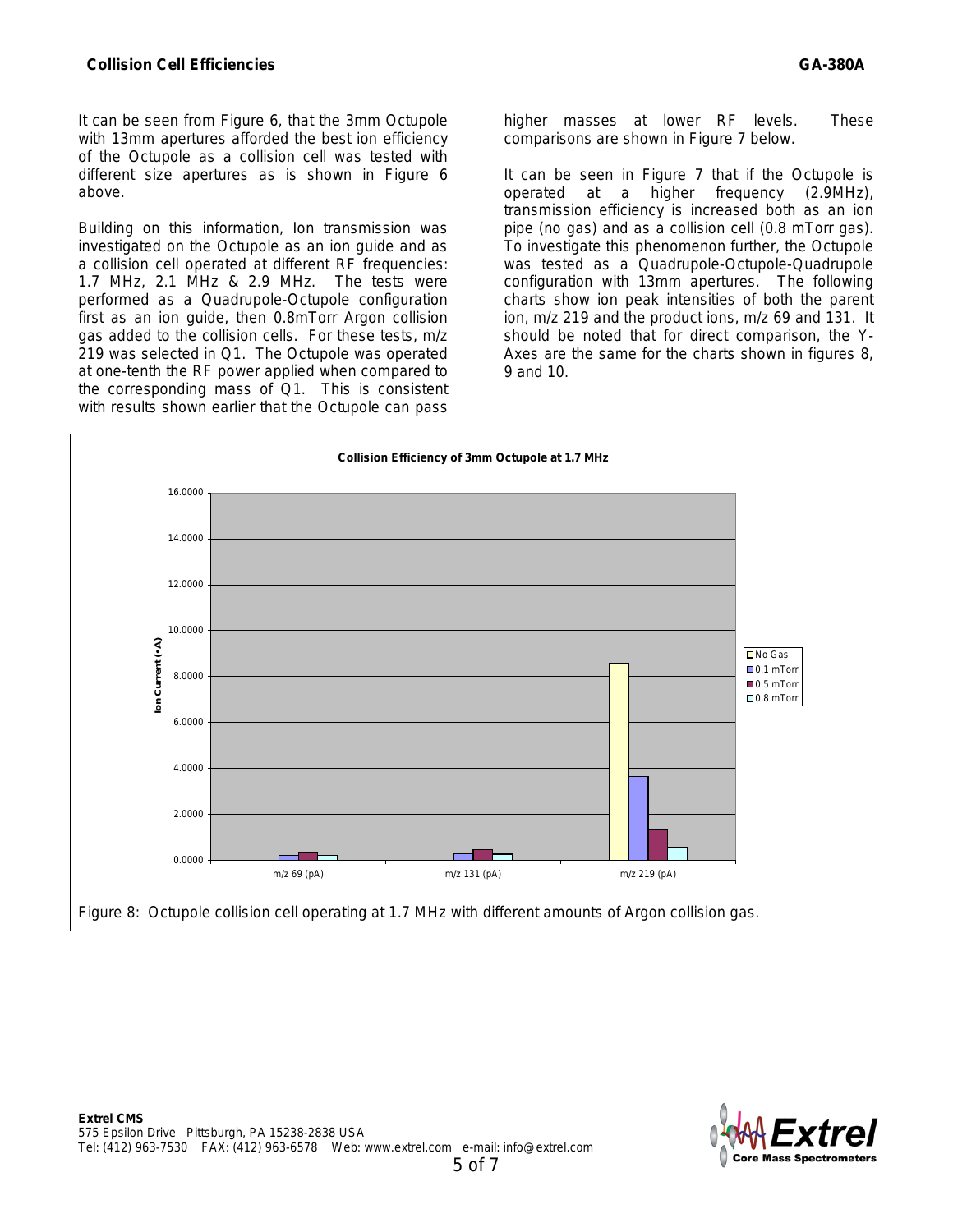It can be seen from Figure 6, that the 3mm Octupole with 13mm apertures afforded the best ion efficiency of the Octupole as a collision cell was tested with different size apertures as is shown in Figure 6 above.

Building on this information, Ion transmission was investigated on the Octupole as an ion guide and as a collision cell operated at different RF frequencies: 1.7 MHz, 2.1 MHz & 2.9 MHz. The tests were performed as a Quadrupole-Octupole configuration first as an ion guide, then 0.8mTorr Argon collision gas added to the collision cells. For these tests, m/z 219 was selected in Q1. The Octupole was operated at one-tenth the RF power applied when compared to the corresponding mass of Q1. This is consistent with results shown earlier that the Octupole can pass higher masses at lower RF levels. These comparisons are shown in Figure 7 below.

It can be seen in Figure 7 that if the Octupole is operated at a higher frequency (2.9MHz), transmission efficiency is increased both as an ion pipe (no gas) and as a collision cell (0.8 mTorr gas). To investigate this phenomenon further, the Octupole was tested as a Quadrupole-Octupole-Quadrupole configuration with 13mm apertures. The following charts show ion peak intensities of both the parent ion, m/z 219 and the product ions, m/z 69 and 131. It should be noted that for direct comparison, the Y-Axes are the same for the charts shown in figures 8, 9 and 10.

Collision Efficiency of 3mm Octupole at 1.7 MHz

Ion Current (•A)

16.0000
14.0000
12.0000
10.0000
8.0000
6.0000
4.0000
2.0000
0.0000

m/z 69 (pA)
m/z 131 (pA)
m/z 219 (pA)

No Gas
0.1 mTorr
0.5 mTorr
0.8 mTorr

Figure 8: Octupole collision cell operating at 1.7 MHz with different amounts of Argon collision gas.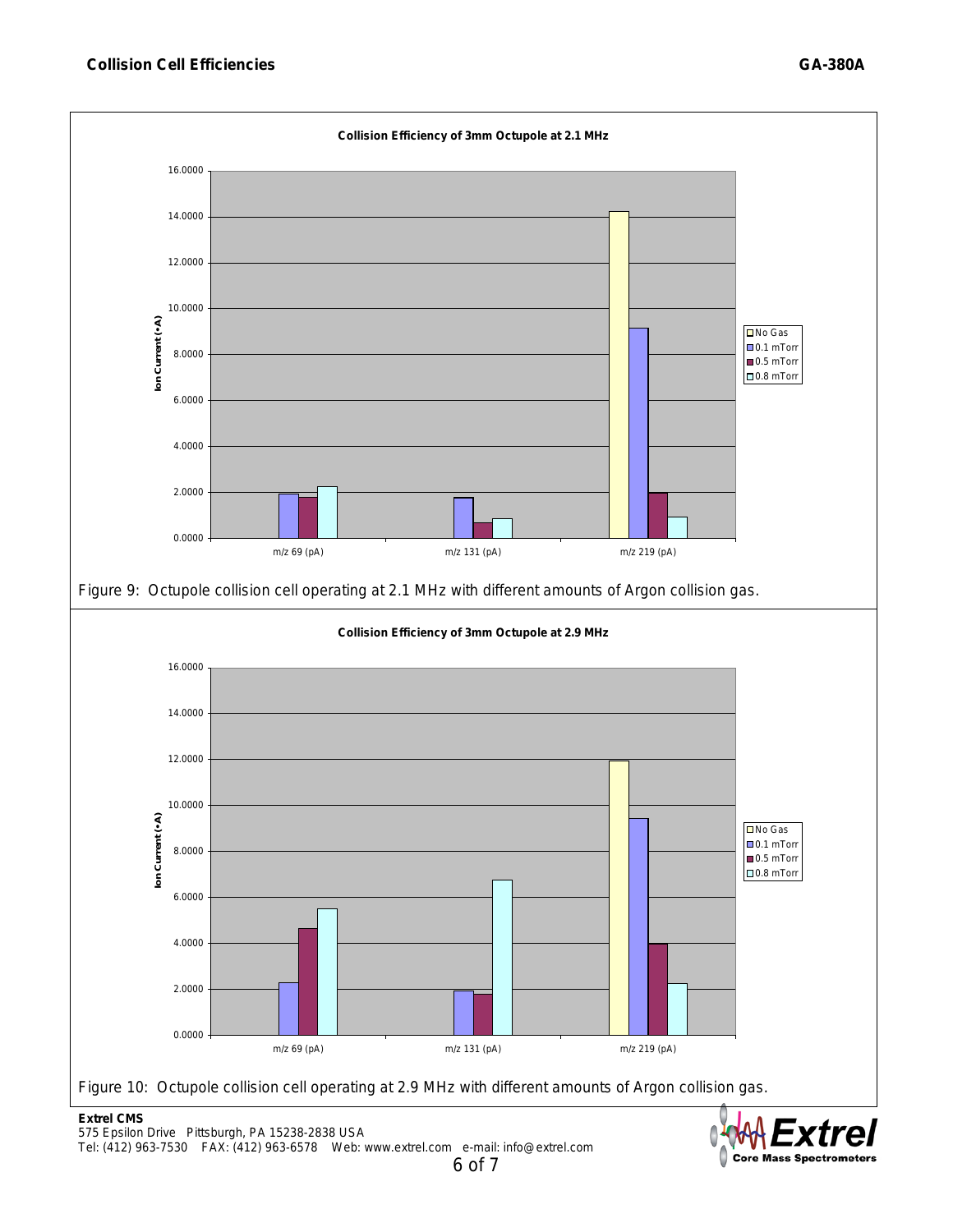Collision Efficiency of 3mm Octupole at 2.1 MHz

Ion Current (•A)

16.0000
14.0000
12.0000
10.0000
8.0000
6.0000
4.0000
2.0000
0.0000

m/z 69 (pA)
m/z 131 (pA)
m/z 219 (pA)

No Gas
0.1 mTorr
0.5 mTorr
0.8 mTorr

Figure 9: Octupole collision cell operating at 2.1 MHz with different amounts of Argon collision gas.

Collision Efficiency of 3mm Octupole at 2.9 MHz

Ion Current (•A)

16.0000
14.0000
12.0000
10.0000
8.0000
6.0000
4.0000
2.0000
0.0000

m/z 69 (pA)
m/z 131 (pA)
m/z 219 (pA)

No Gas
0.1 mTorr
0.5 mTorr
0.8 mTorr

Figure 10: Octupole collision cell operating at 2.9 MHz with different amounts of Argon collision gas.

**Extrel CMS**
575 Epsilon Drive Pittsburgh, PA 15238-2838 USA
Tel: (412) 963-7530 FAX: (412) 963-6578 Web: www.extrel.com e-mail: info@extrel.com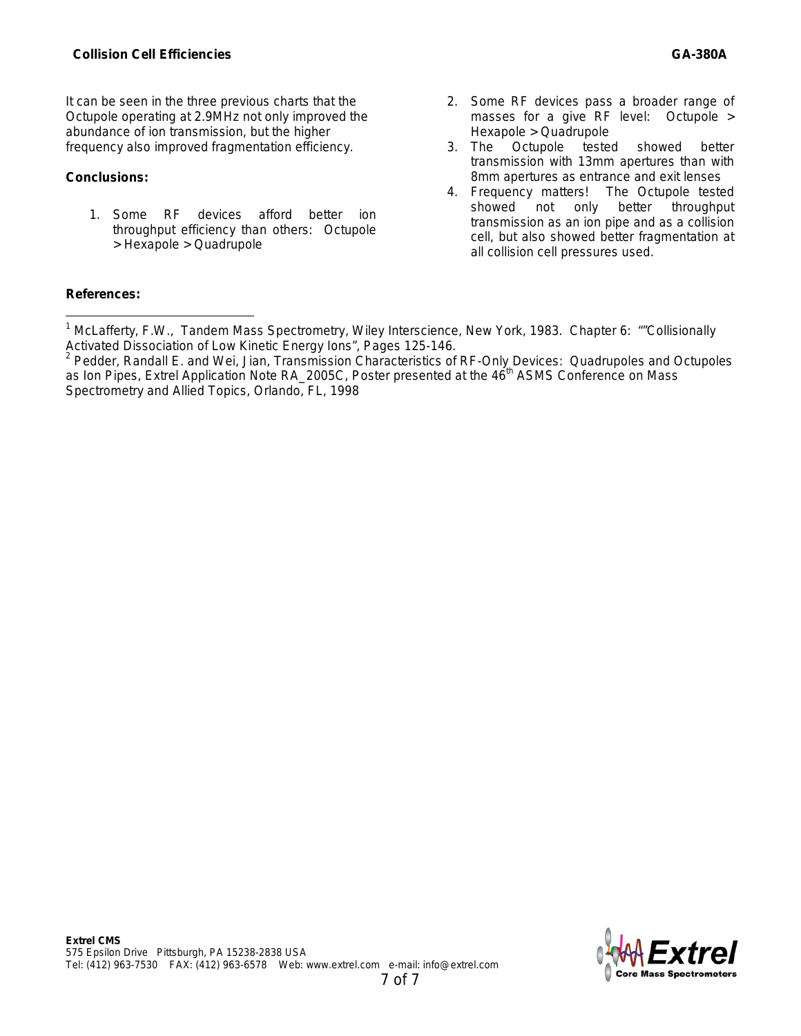It can be seen in the three previous charts that the Octupole operating at 2.9MHz not only improved the abundance of ion transmission, but the higher frequency also improved fragmentation efficiency.

**Conclusions:**

1. Some RF devices afford better ion throughput efficiency than others: Octupole > Hexapole > Quadrupole
2. Some RF devices pass a broader range of masses for a give RF level: Octupole > Hexapole > Quadrupole
3. The Octupole tested showed better transmission with 13mm apertures than with 8mm apertures as entrance and exit lenses
4. Frequency matters! The Octupole tested showed not only better throughput transmission as an ion pipe and as a collision cell, but also showed better fragmentation at all collision cell pressures used.

**References:**

[1] McLafferty, F.W., Tandem Mass Spectrometry, Wiley Interscience, New York, 1983. Chapter 6: ""Collisionally Activated Dissociation of Low Kinetic Energy Ions", Pages 125-146.

[2] Pedder, Randall E. and Wei, Jian, Transmission Characteristics of RF-Only Devices: Quadrupoles and Octupoles as Ion Pipes, Extrel Application Note RA_2005C, Poster presented at the 46th ASMS Conference on Mass Spectrometry and Allied Topics, Orlando, FL, 1998

**Extrel CMS**
575 Epsilon Drive Pittsburgh, PA 15238-2838 USA
Tel: (412) 963-7530 FAX: (412) 963-6578 Web: www.extrel.com e-mail: info@extrel.com